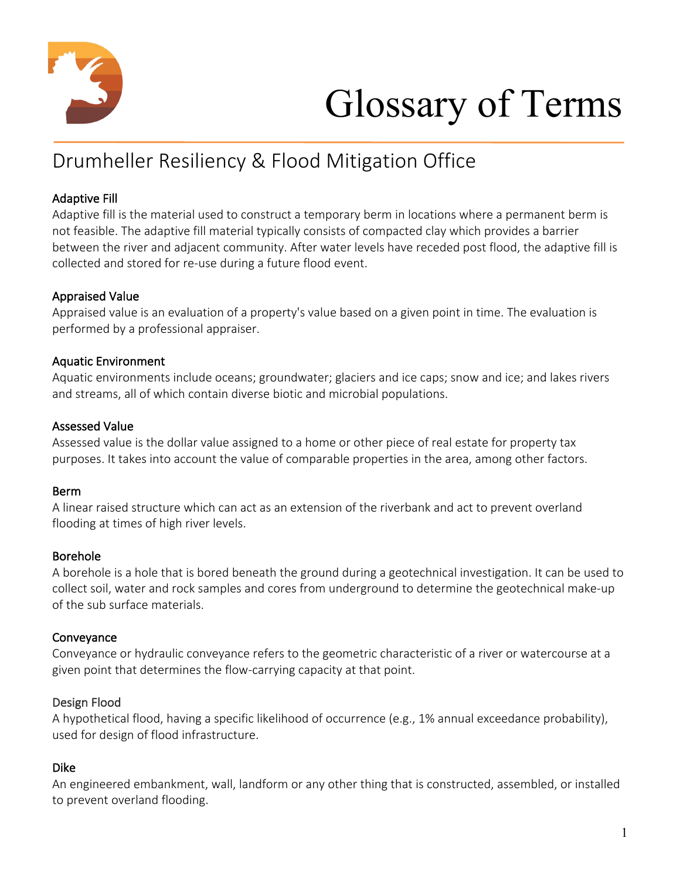# Glossary of Terms

## Drumheller Resiliency & Flood Mitigation Office

### Adaptive Fill

Adaptive fill is the material used to construct a temporary berm in locations where a permanent berm is not feasible. The adaptive fill material typically consists of compacted clay which provides a barrier between the river and adjacent community. After water levels have receded post flood, the adaptive fill is collected and stored for re-use during a future flood event.

### Appraised Value

Appraised value is an evaluation of a property's value based on a given point in time. The evaluation is performed by a professional appraiser.

### Aquatic Environment

Aquatic environments include oceans; groundwater; glaciers and ice caps; snow and ice; and lakes rivers and streams, all of which contain diverse biotic and microbial populations.

### Assessed Value

Assessed value is the dollar value assigned to a home or other piece of real estate for property tax purposes. It takes into account the value of comparable properties in the area, among other factors.

### Berm

A linear raised structure which can act as an extension of the riverbank and act to prevent overland flooding at times of high river levels.

### Borehole

A borehole is a hole that is bored beneath the ground during a geotechnical investigation. It can be used to collect soil, water and rock samples and cores from underground to determine the geotechnical make-up of the sub surface materials.

### Conveyance

Conveyance or hydraulic conveyance refers to the geometric characteristic of a river or watercourse at a given point that determines the flow-carrying capacity at that point.

### Design Flood

A hypothetical flood, having a specific likelihood of occurrence (e.g., 1% annual exceedance probability), used for design of flood infrastructure.

### Dike

An engineered embankment, wall, landform or any other thing that is constructed, assembled, or installed to prevent overland flooding.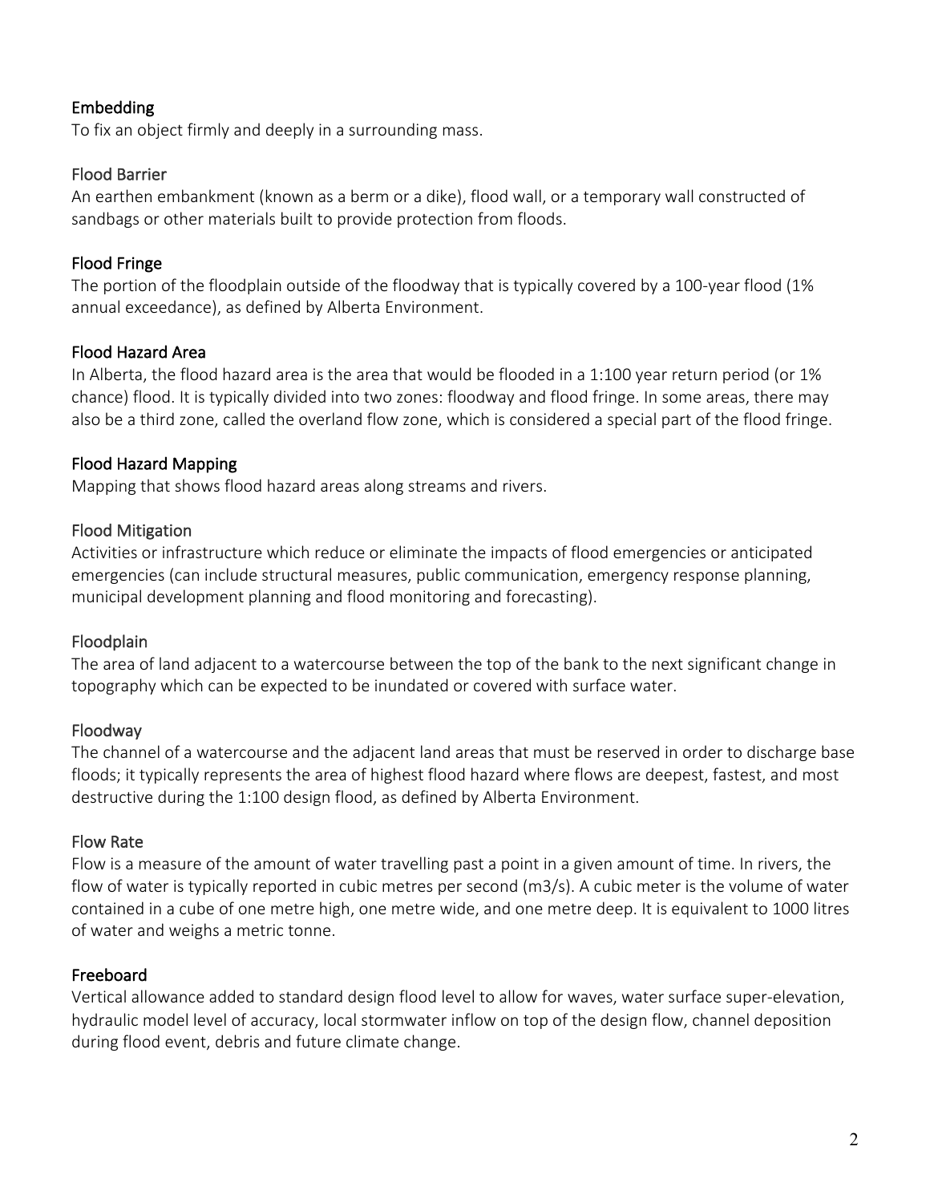### Embedding

To fix an object firmly and deeply in a surrounding mass.

### Flood Barrier

An earthen embankment (known as a berm or a dike), flood wall, or a temporary wall constructed of sandbags or other materials built to provide protection from floods.

### Flood Fringe

The portion of the floodplain outside of the floodway that is typically covered by a 100-year flood (1% annual exceedance), as defined by Alberta Environment.

### Flood Hazard Area

In Alberta, the flood hazard area is the area that would be flooded in a 1:100 year return period (or 1% chance) flood. It is typically divided into two zones: floodway and flood fringe. In some areas, there may also be a third zone, called the overland flow zone, which is considered a special part of the flood fringe.

### Flood Hazard Mapping

Mapping that shows flood hazard areas along streams and rivers.

### Flood Mitigation

Activities or infrastructure which reduce or eliminate the impacts of flood emergencies or anticipated emergencies (can include structural measures, public communication, emergency response planning, municipal development planning and flood monitoring and forecasting).

### Floodplain

The area of land adjacent to a watercourse between the top of the bank to the next significant change in topography which can be expected to be inundated or covered with surface water.

### Floodway

The channel of a watercourse and the adjacent land areas that must be reserved in order to discharge base floods; it typically represents the area of highest flood hazard where flows are deepest, fastest, and most destructive during the 1:100 design flood, as defined by Alberta Environment.

### Flow Rate

Flow is a measure of the amount of water travelling past a point in a given amount of time. In rivers, the flow of water is typically reported in cubic metres per second ($m^3/s$). A cubic meter is the volume of water contained in a cube of one metre high, one metre wide, and one metre deep. It is equivalent to 1000 litres of water and weighs a metric tonne.

### Freeboard

Vertical allowance added to standard design flood level to allow for waves, water surface super-elevation, hydraulic model level of accuracy, local stormwater inflow on top of the design flow, channel deposition during flood event, debris and future climate change.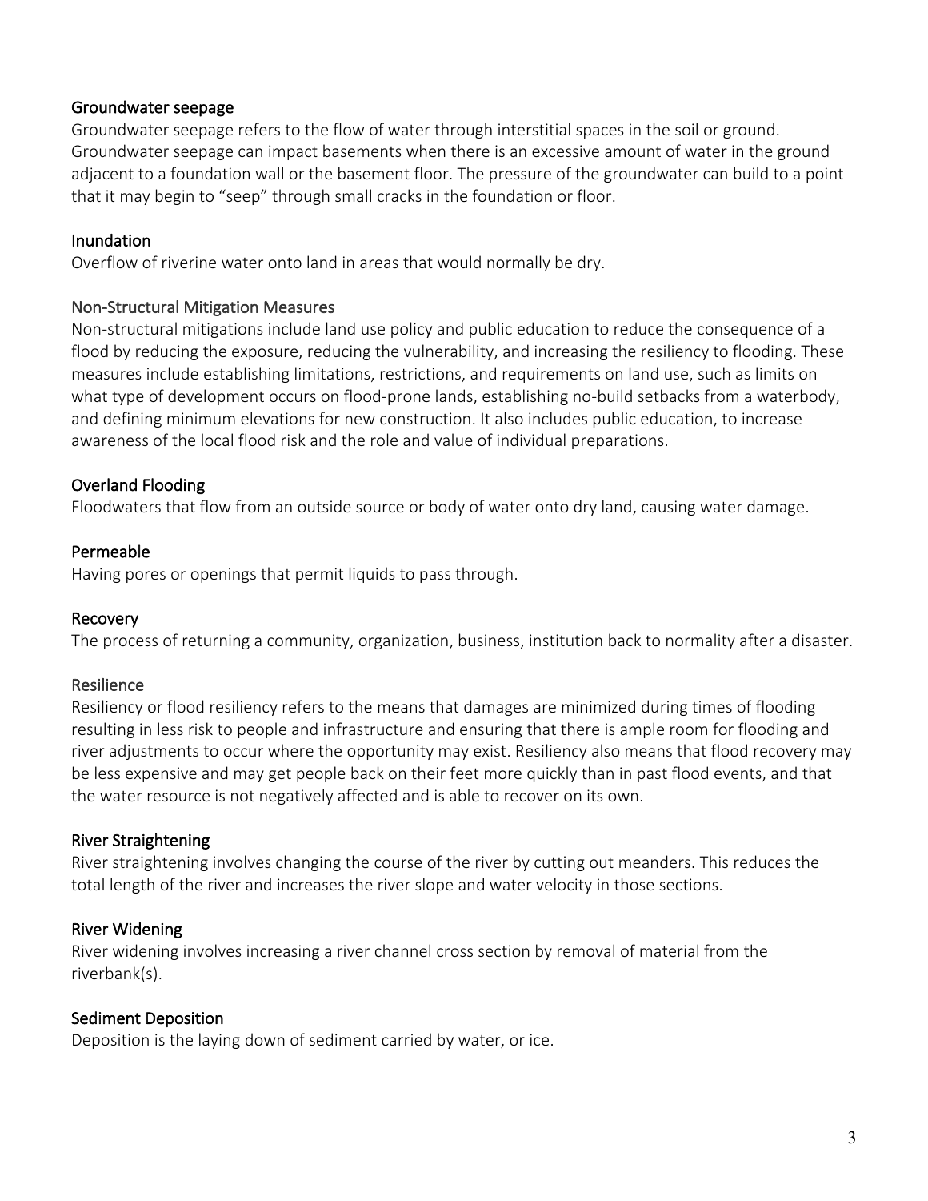### Groundwater seepage

Groundwater seepage refers to the flow of water through interstitial spaces in the soil or ground. Groundwater seepage can impact basements when there is an excessive amount of water in the ground adjacent to a foundation wall or the basement floor. The pressure of the groundwater can build to a point that it may begin to "seep" through small cracks in the foundation or floor.

### Inundation

Overflow of riverine water onto land in areas that would normally be dry.

### Non-Structural Mitigation Measures

Non-structural mitigations include land use policy and public education to reduce the consequence of a flood by reducing the exposure, reducing the vulnerability, and increasing the resiliency to flooding. These measures include establishing limitations, restrictions, and requirements on land use, such as limits on what type of development occurs on flood-prone lands, establishing no-build setbacks from a waterbody, and defining minimum elevations for new construction. It also includes public education, to increase awareness of the local flood risk and the role and value of individual preparations.

### Overland Flooding

Floodwaters that flow from an outside source or body of water onto dry land, causing water damage.

### Permeable

Having pores or openings that permit liquids to pass through.

### Recovery

The process of returning a community, organization, business, institution back to normality after a disaster.

### Resilience

Resiliency or flood resiliency refers to the means that damages are minimized during times of flooding resulting in less risk to people and infrastructure and ensuring that there is ample room for flooding and river adjustments to occur where the opportunity may exist. Resiliency also means that flood recovery may be less expensive and may get people back on their feet more quickly than in past flood events, and that the water resource is not negatively affected and is able to recover on its own.

### River Straightening

River straightening involves changing the course of the river by cutting out meanders. This reduces the total length of the river and increases the river slope and water velocity in those sections.

### River Widening

River widening involves increasing a river channel cross section by removal of material from the riverbank(s).

### Sediment Deposition

Deposition is the laying down of sediment carried by water, or ice.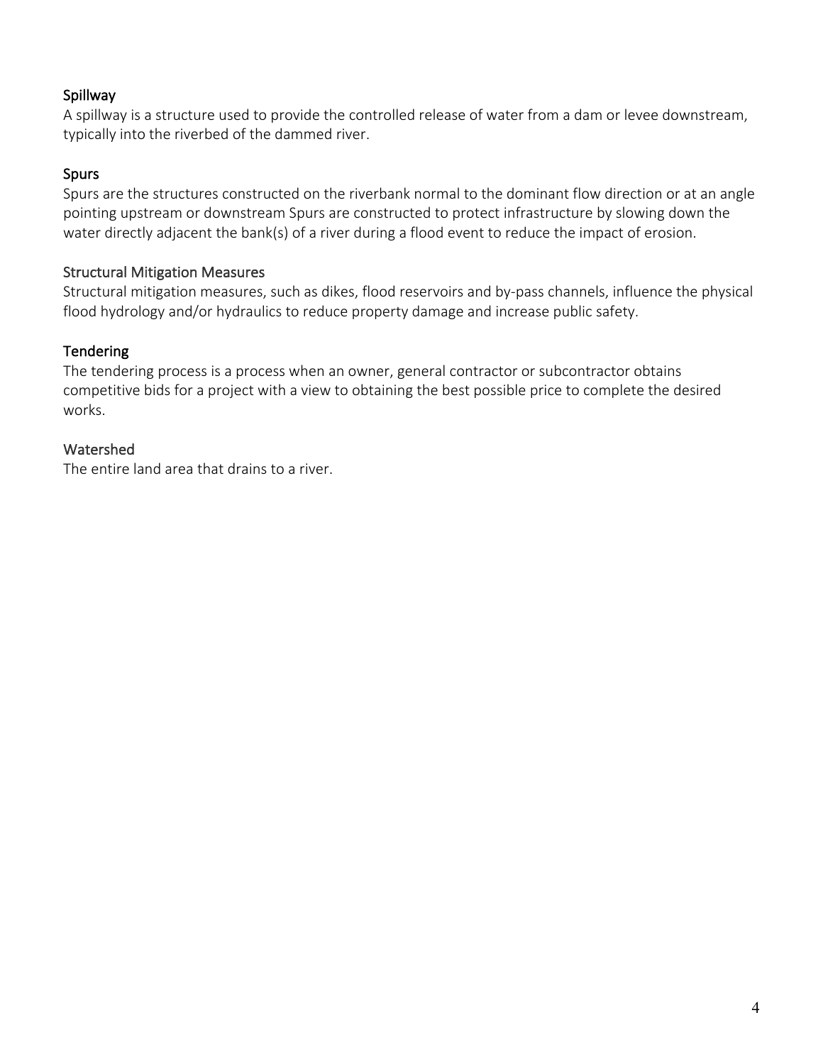### Spillway

A spillway is a structure used to provide the controlled release of water from a dam or levee downstream, typically into the riverbed of the dammed river.

### Spurs

Spurs are the structures constructed on the riverbank normal to the dominant flow direction or at an angle pointing upstream or downstream Spurs are constructed to protect infrastructure by slowing down the water directly adjacent the bank(s) of a river during a flood event to reduce the impact of erosion.

### Structural Mitigation Measures

Structural mitigation measures, such as dikes, flood reservoirs and by-pass channels, influence the physical flood hydrology and/or hydraulics to reduce property damage and increase public safety.

### Tendering

The tendering process is a process when an owner, general contractor or subcontractor obtains competitive bids for a project with a view to obtaining the best possible price to complete the desired works.

### Watershed

The entire land area that drains to a river.